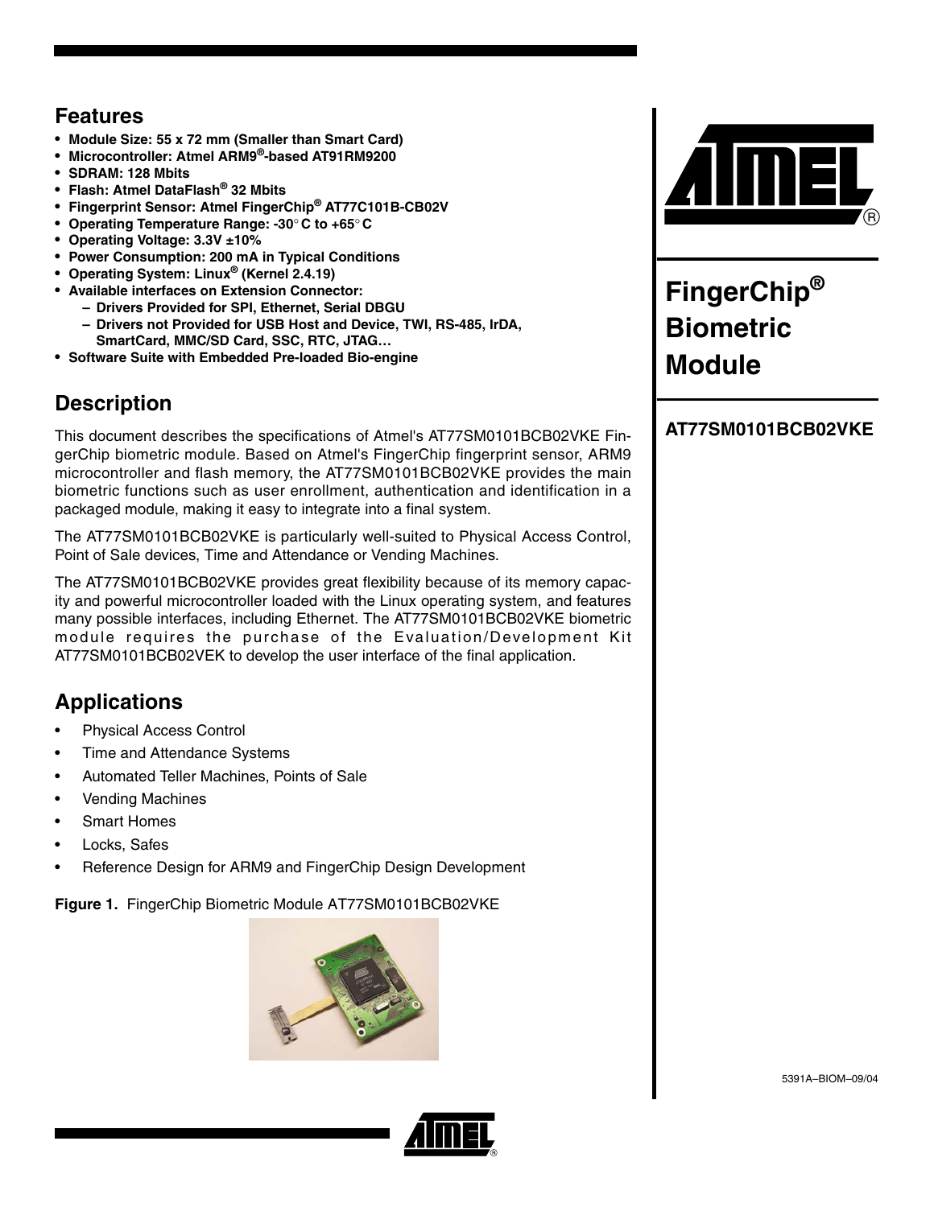## Features

- **Module Size: 55 x 72 mm (Smaller than Smart Card)**
- **Microcontroller: Atmel ARM9®-based AT91RM9200**
- **SDRAM: 128 Mbits**
- **Flash: Atmel DataFlash® 32 Mbits**
- **Fingerprint Sensor: Atmel FingerChip® AT77C101B-CB02V**
- **Operating Temperature Range: -30° C to +65° C**
- **Operating Voltage: 3.3V ±10%**
- **Power Consumption: 200 mA in Typical Conditions**
- **Operating System: Linux® (Kernel 2.4.19)**
- **Available interfaces on Extension Connector:**
  - **Drivers Provided for SPI, Ethernet, Serial DBGU**
  - **Drivers not Provided for USB Host and Device, TWI, RS-485, IrDA, SmartCard, MMC/SD Card, SSC, RTC, JTAG…**
- **Software Suite with Embedded Pre-loaded Bio-engine**

# FingerChip® Biometric Module

## AT77SM0101BCB02VKE

## Description

This document describes the specifications of Atmel's AT77SM0101BCB02VKE FingerChip biometric module. Based on Atmel's FingerChip fingerprint sensor, ARM9 microcontroller and flash memory, the AT77SM0101BCB02VKE provides the main biometric functions such as user enrollment, authentication and identification in a packaged module, making it easy to integrate into a final system.

The AT77SM0101BCB02VKE is particularly well-suited to Physical Access Control, Point of Sale devices, Time and Attendance or Vending Machines.

The AT77SM0101BCB02VKE provides great flexibility because of its memory capacity and powerful microcontroller loaded with the Linux operating system, and features many possible interfaces, including Ethernet. The AT77SM0101BCB02VKE biometric module requires the purchase of the Evaluation/Development Kit AT77SM0101BCB02VEK to develop the user interface of the final application.

## Applications

- Physical Access Control
- Time and Attendance Systems
- Automated Teller Machines, Points of Sale
- Vending Machines
- Smart Homes
- Locks, Safes
- Reference Design for ARM9 and FingerChip Design Development

**Figure 1.** FingerChip Biometric Module AT77SM0101BCB02VKE

5391A–BIOM–09/04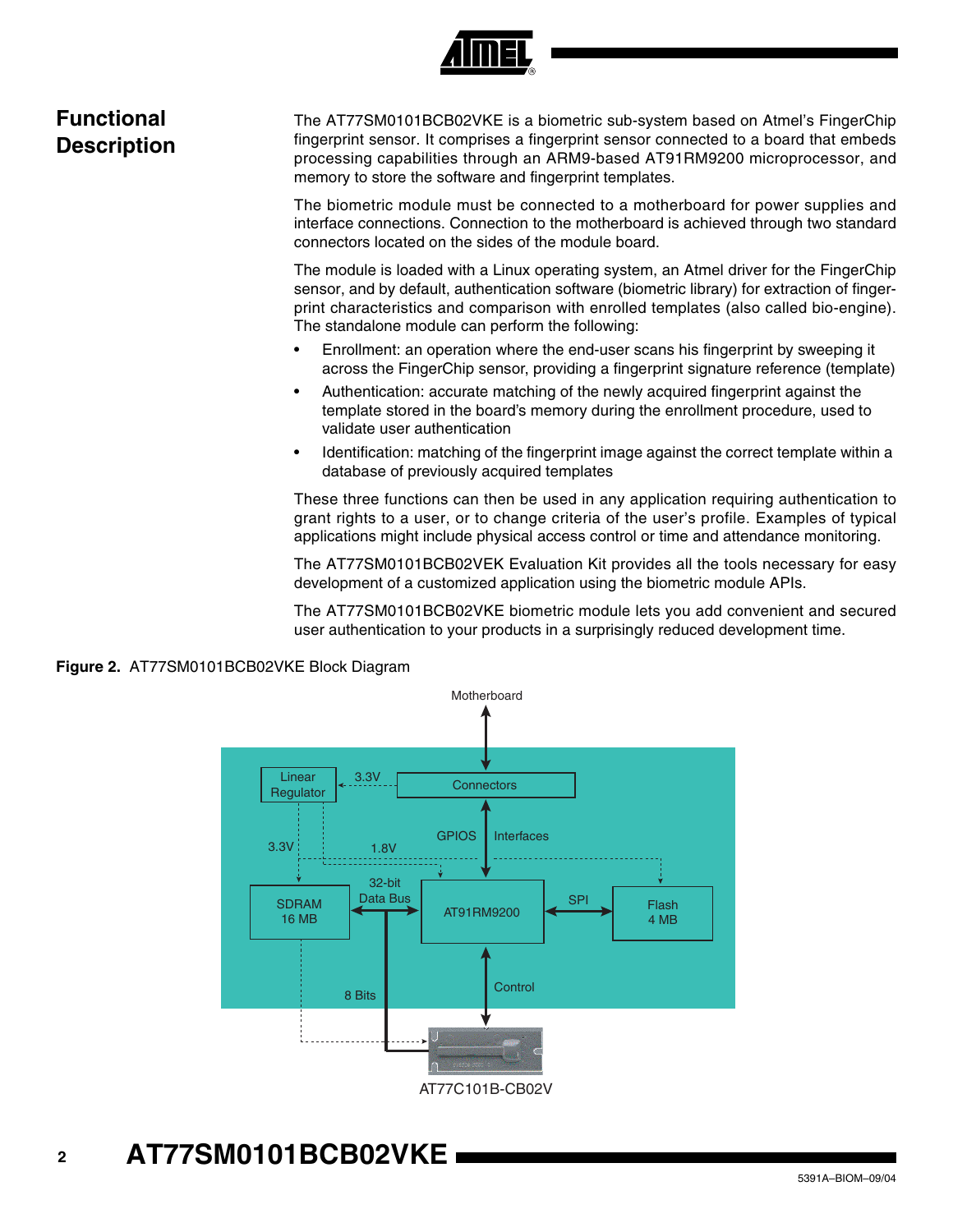## Functional Description

The AT77SM0101BCB02VKE is a biometric sub-system based on Atmel's FingerChip fingerprint sensor. It comprises a fingerprint sensor connected to a board that embeds processing capabilities through an ARM9-based AT91RM9200 microprocessor, and memory to store the software and fingerprint templates.

The biometric module must be connected to a motherboard for power supplies and interface connections. Connection to the motherboard is achieved through two standard connectors located on the sides of the module board.

The module is loaded with a Linux operating system, an Atmel driver for the FingerChip sensor, and by default, authentication software (biometric library) for extraction of fingerprint characteristics and comparison with enrolled templates (also called bio-engine). The standalone module can perform the following:

- Enrollment: an operation where the end-user scans his fingerprint by sweeping it across the FingerChip sensor, providing a fingerprint signature reference (template)
- Authentication: accurate matching of the newly acquired fingerprint against the template stored in the board's memory during the enrollment procedure, used to validate user authentication
- Identification: matching of the fingerprint image against the correct template within a database of previously acquired templates

These three functions can then be used in any application requiring authentication to grant rights to a user, or to change criteria of the user's profile. Examples of typical applications might include physical access control or time and attendance monitoring.

The AT77SM0101BCB02VEK Evaluation Kit provides all the tools necessary for easy development of a customized application using the biometric module APIs.

The AT77SM0101BCB02VKE biometric module lets you add convenient and secured user authentication to your products in a surprisingly reduced development time.

**Figure 2.** AT77SM0101BCB02VKE Block Diagram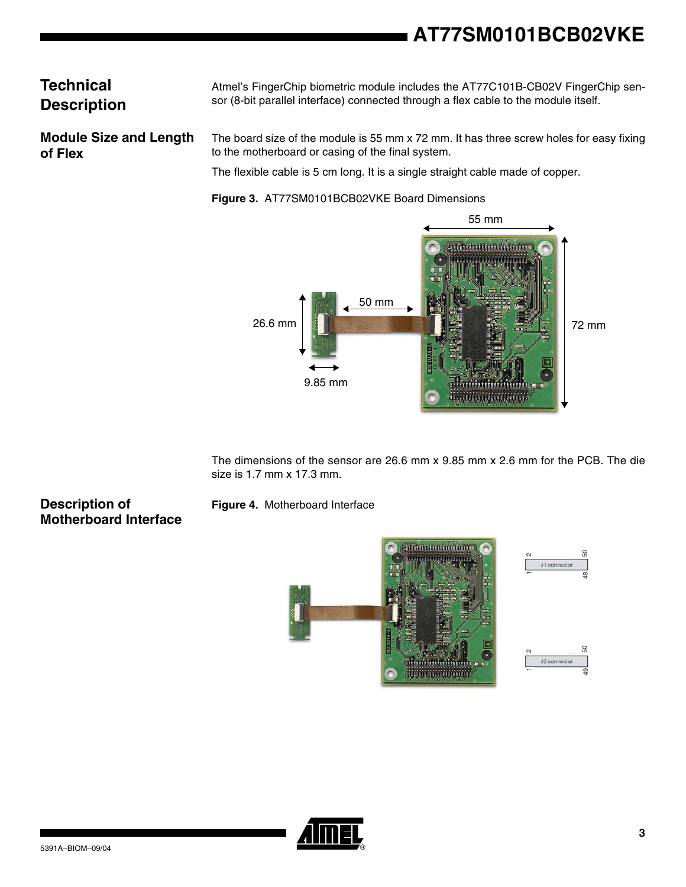## Technical Description

Atmel's FingerChip biometric module includes the AT77C101B-CB02V FingerChip sensor (8-bit parallel interface) connected through a flex cable to the module itself.

### Module Size and Length of Flex

The board size of the module is 55 mm x 72 mm. It has three screw holes for easy fixing to the motherboard or casing of the final system.

The flexible cable is 5 cm long. It is a single straight cable made of copper.

**Figure 3.** AT77SM0101BCB02VKE Board Dimensions

The dimensions of the sensor are 26.6 mm x 9.85 mm x 2.6 mm for the PCB. The die size is 1.7 mm x 17.3 mm.

### Description of Motherboard Interface

**Figure 4.** Motherboard Interface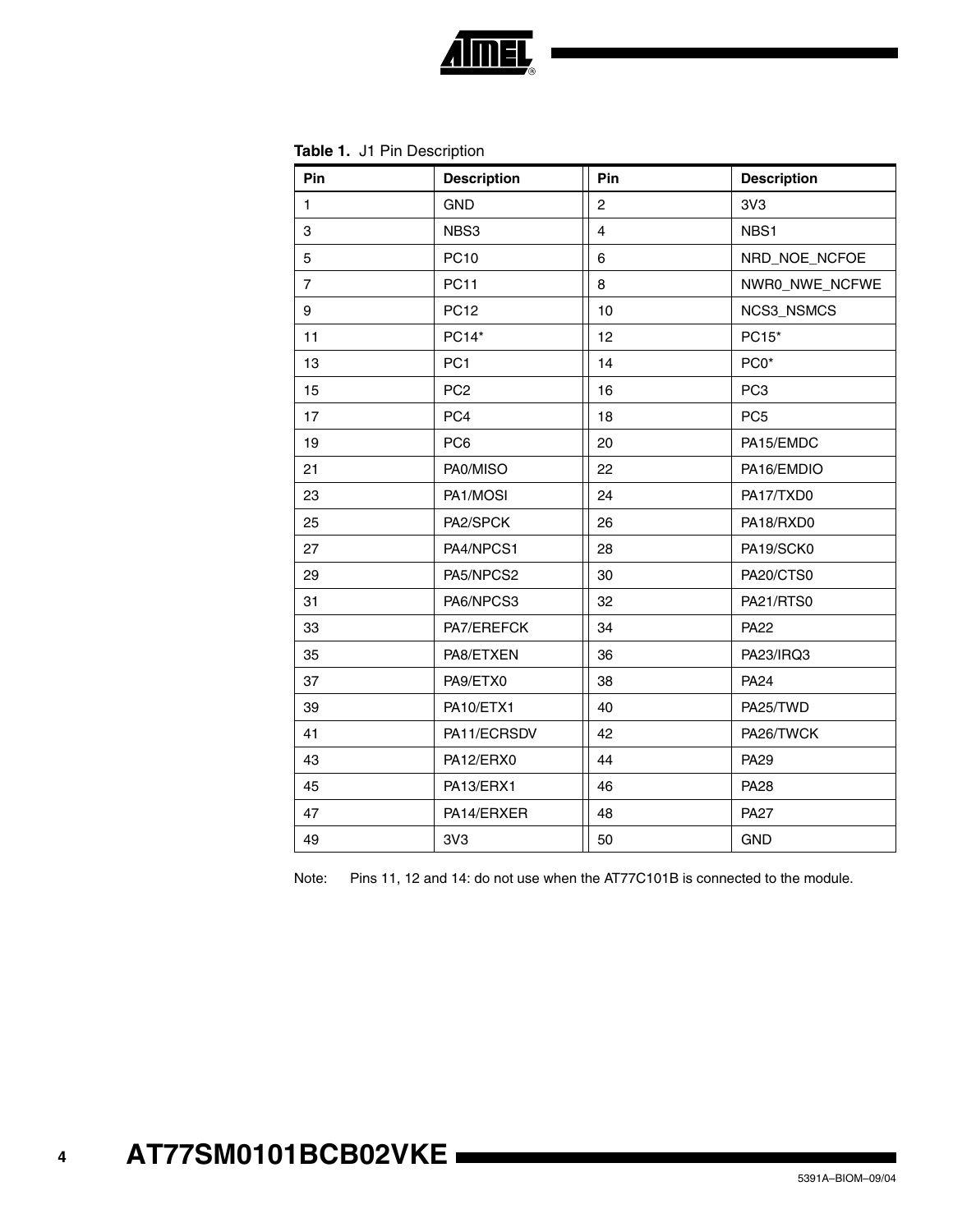**Table 1.** J1 Pin Description

| Pin | Description | Pin | Description |
|---|---|---|---|
| 1 | GND | 2 | 3V3 |
| 3 | NBS3 | 4 | NBS1 |
| 5 | PC10 | 6 | NRD_NOE_NCFOE |
| 7 | PC11 | 8 | NWR0_NWE_NCFWE |
| 9 | PC12 | 10 | NCS3_NSMCS |
| 11 | PC14* | 12 | PC15* |
| 13 | PC1 | 14 | PC0* |
| 15 | PC2 | 16 | PC3 |
| 17 | PC4 | 18 | PC5 |
| 19 | PC6 | 20 | PA15/EMDC |
| 21 | PA0/MISO | 22 | PA16/EMDIO |
| 23 | PA1/MOSI | 24 | PA17/TXD0 |
| 25 | PA2/SPCK | 26 | PA18/RXD0 |
| 27 | PA4/NPCS1 | 28 | PA19/SCK0 |
| 29 | PA5/NPCS2 | 30 | PA20/CTS0 |
| 31 | PA6/NPCS3 | 32 | PA21/RTS0 |
| 33 | PA7/EREFCK | 34 | PA22 |
| 35 | PA8/ETXEN | 36 | PA23/IRQ3 |
| 37 | PA9/ETX0 | 38 | PA24 |
| 39 | PA10/ETX1 | 40 | PA25/TWD |
| 41 | PA11/ECRSDV | 42 | PA26/TWCK |
| 43 | PA12/ERX0 | 44 | PA29 |
| 45 | PA13/ERX1 | 46 | PA28 |
| 47 | PA14/ERXER | 48 | PA27 |
| 49 | 3V3 | 50 | GND |

Note: Pins 11, 12 and 14: do not use when the AT77C101B is connected to the module.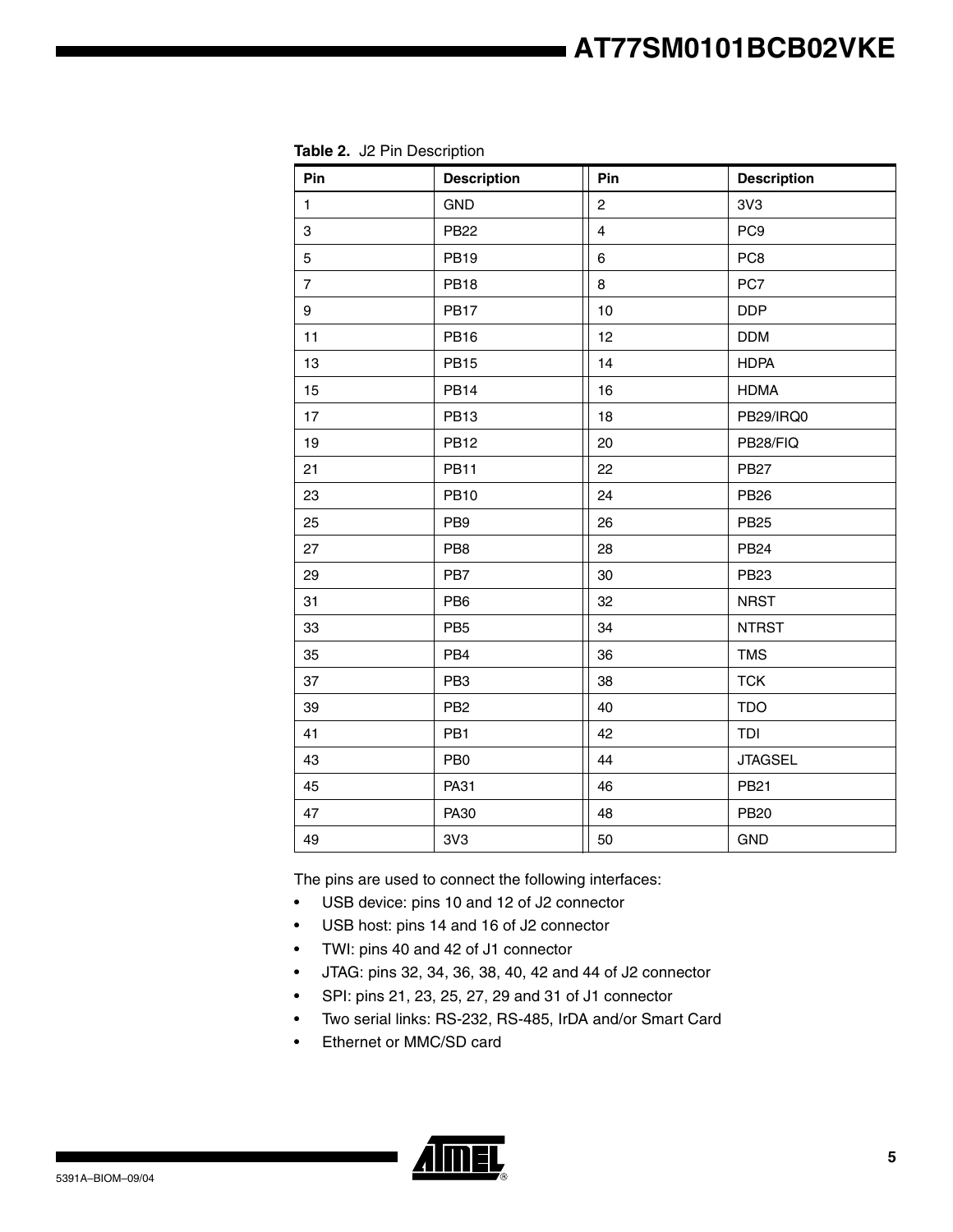**Table 2.** J2 Pin Description

| Pin | Description | Pin | Description |
|---|---|---|---|
| 1 | GND | 2 | 3V3 |
| 3 | PB22 | 4 | PC9 |
| 5 | PB19 | 6 | PC8 |
| 7 | PB18 | 8 | PC7 |
| 9 | PB17 | 10 | DDP |
| 11 | PB16 | 12 | DDM |
| 13 | PB15 | 14 | HDPA |
| 15 | PB14 | 16 | HDMA |
| 17 | PB13 | 18 | PB29/IRQ0 |
| 19 | PB12 | 20 | PB28/FIQ |
| 21 | PB11 | 22 | PB27 |
| 23 | PB10 | 24 | PB26 |
| 25 | PB9 | 26 | PB25 |
| 27 | PB8 | 28 | PB24 |
| 29 | PB7 | 30 | PB23 |
| 31 | PB6 | 32 | NRST |
| 33 | PB5 | 34 | NTRST |
| 35 | PB4 | 36 | TMS |
| 37 | PB3 | 38 | TCK |
| 39 | PB2 | 40 | TDO |
| 41 | PB1 | 42 | TDI |
| 43 | PB0 | 44 | JTAGSEL |
| 45 | PA31 | 46 | PB21 |
| 47 | PA30 | 48 | PB20 |
| 49 | 3V3 | 50 | GND |

The pins are used to connect the following interfaces:

- USB device: pins 10 and 12 of J2 connector
- USB host: pins 14 and 16 of J2 connector
- TWI: pins 40 and 42 of J1 connector
- JTAG: pins 32, 34, 36, 38, 40, 42 and 44 of J2 connector
- SPI: pins 21, 23, 25, 27, 29 and 31 of J1 connector
- Two serial links: RS-232, RS-485, IrDA and/or Smart Card
- Ethernet or MMC/SD card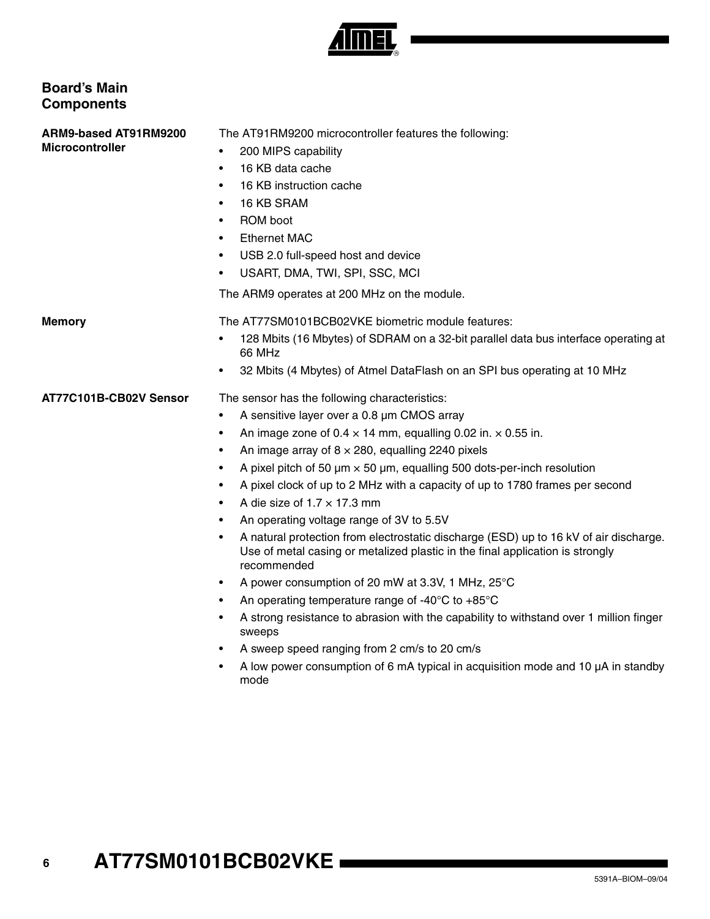## Board's Main Components

### ARM9-based AT91RM9200 Microcontroller

The AT91RM9200 microcontroller features the following:

- 200 MIPS capability
- 16 KB data cache
- 16 KB instruction cache
- 16 KB SRAM
- ROM boot
- Ethernet MAC
- USB 2.0 full-speed host and device
- USART, DMA, TWI, SPI, SSC, MCI

The ARM9 operates at 200 MHz on the module.

### Memory

The AT77SM0101BCB02VKE biometric module features:

- 128 Mbits (16 Mbytes) of SDRAM on a 32-bit parallel data bus interface operating at 66 MHz
- 32 Mbits (4 Mbytes) of Atmel DataFlash on an SPI bus operating at 10 MHz

### AT77C101B-CB02V Sensor

The sensor has the following characteristics:

- A sensitive layer over a 0.8 µm CMOS array
- An image zone of 0.4 × 14 mm, equalling 0.02 in. × 0.55 in.
- An image array of 8 × 280, equalling 2240 pixels
- A pixel pitch of 50 µm × 50 µm, equalling 500 dots-per-inch resolution
- A pixel clock of up to 2 MHz with a capacity of up to 1780 frames per second
- A die size of 1.7 × 17.3 mm
- An operating voltage range of 3V to 5.5V
- A natural protection from electrostatic discharge (ESD) up to 16 kV of air discharge. Use of metal casing or metalized plastic in the final application is strongly recommended
- A power consumption of 20 mW at 3.3V, 1 MHz, 25°C
- An operating temperature range of -40°C to +85°C
- A strong resistance to abrasion with the capability to withstand over 1 million finger sweeps
- A sweep speed ranging from 2 cm/s to 20 cm/s
- A low power consumption of 6 mA typical in acquisition mode and 10 µA in standby mode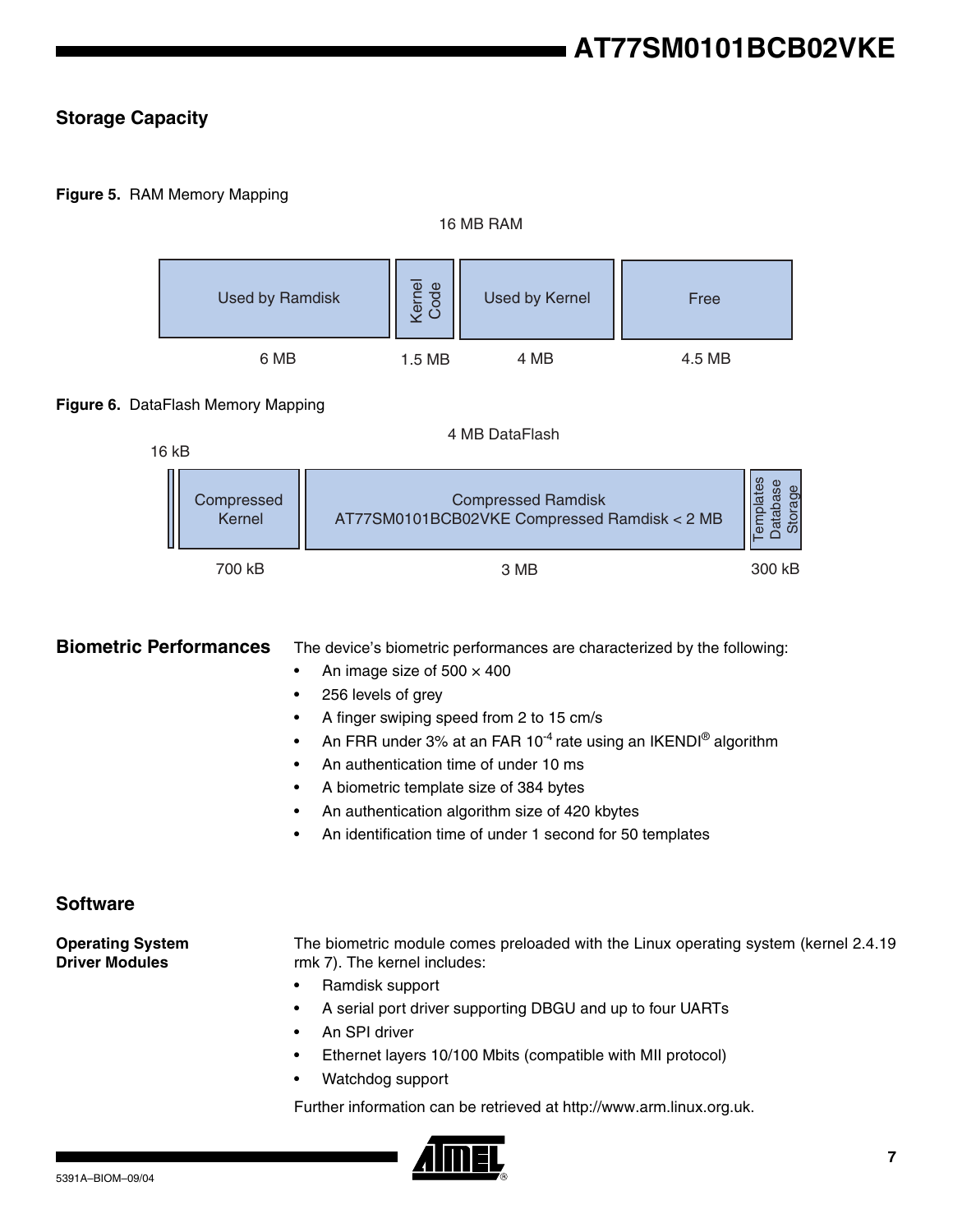## Storage Capacity

**Figure 5.** RAM Memory Mapping

16 MB RAM

| Used by Ramdisk | Kernel Code | Used by Kernel | Free |
|---|---|---|---|
| 6 MB | 1.5 MB | 4 MB | 4.5 MB |

**Figure 6.** DataFlash Memory Mapping

4 MB DataFlash

| (16 kB) | Compressed Kernel | Compressed Ramdisk AT77SM0101BCB02VKE Compressed Ramdisk < 2 MB | Templates Database Storage |
|---|---|---|---|
| 16 kB | 700 kB | 3 MB | 300 kB |

## Biometric Performances

The device's biometric performances are characterized by the following:

- An image size of 500 × 400
- 256 levels of grey
- A finger swiping speed from 2 to 15 cm/s
- An FRR under 3% at an FAR $10^{-4}$ rate using an IKENDI® algorithm
- An authentication time of under 10 ms
- A biometric template size of 384 bytes
- An authentication algorithm size of 420 kbytes
- An identification time of under 1 second for 50 templates

## Software

### Operating System Driver Modules

The biometric module comes preloaded with the Linux operating system (kernel 2.4.19 rmk 7). The kernel includes:

- Ramdisk support
- A serial port driver supporting DBGU and up to four UARTs
- An SPI driver
- Ethernet layers 10/100 Mbits (compatible with MII protocol)
- Watchdog support

Further information can be retrieved at http://www.arm.linux.org.uk.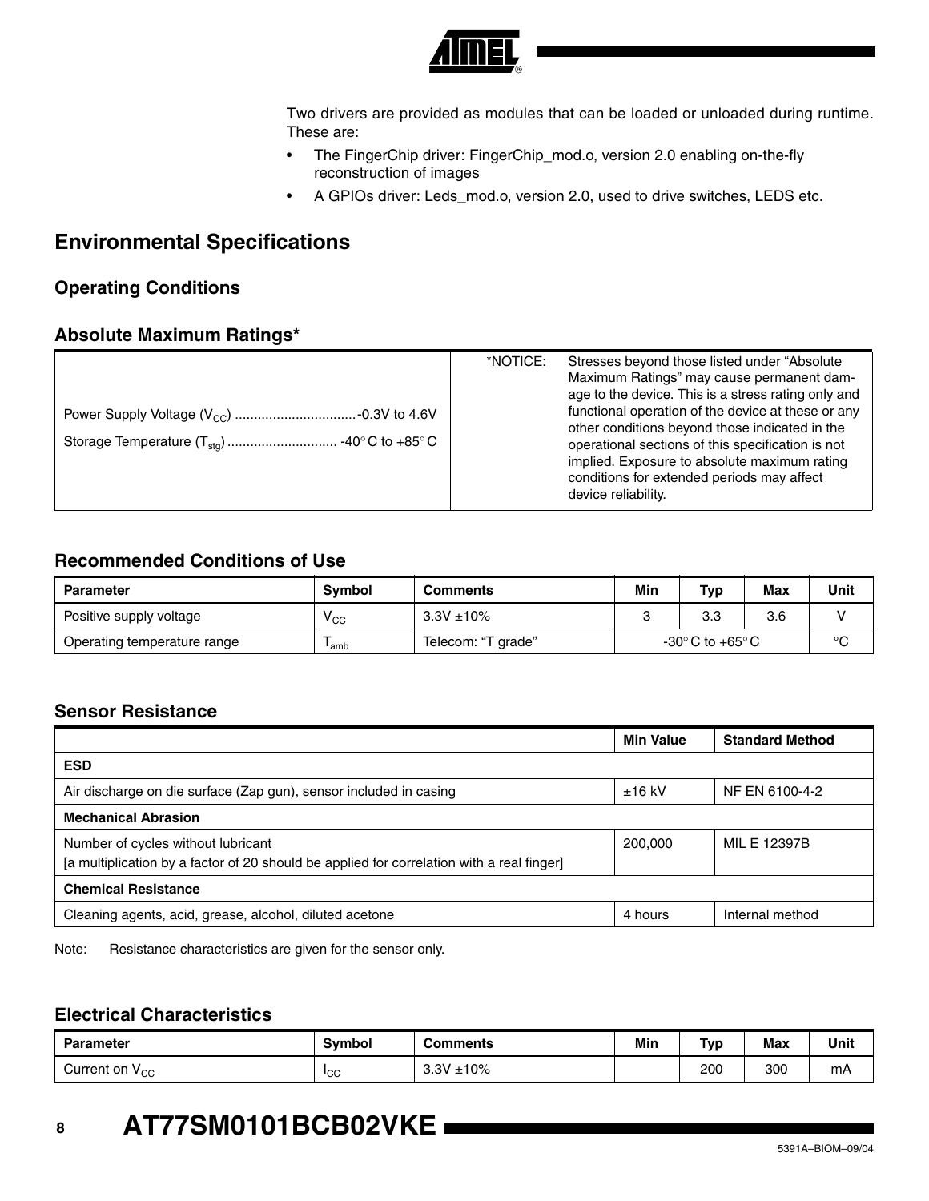Two drivers are provided as modules that can be loaded or unloaded during runtime. These are:

- The FingerChip driver: FingerChip_mod.o, version 2.0 enabling on-the-fly reconstruction of images
- A GPIOs driver: Leds_mod.o, version 2.0, used to drive switches, LEDS etc.

## Environmental Specifications

### Operating Conditions

### Absolute Maximum Ratings*

Power Supply Voltage ($V_{CC}$) ............................... -0.3V to 4.6V

Storage Temperature ($T_{stg}$) ............................ -40° C to +85° C

*NOTICE: Stresses beyond those listed under "Absolute Maximum Ratings" may cause permanent damage to the device. This is a stress rating only and functional operation of the device at these or any other conditions beyond those indicated in the operational sections of this specification is not implied. Exposure to absolute maximum rating conditions for extended periods may affect device reliability.

### Recommended Conditions of Use

| Parameter | Symbol | Comments | Min | Typ | Max | Unit |
|---|---|---|---|---|---|---|
| Positive supply voltage | $V_{CC}$ | 3.3V ±10% | 3 | 3.3 | 3.6 | V |
| Operating temperature range | $T_{amb}$ | Telecom: "T grade" | -30° C to +65° C | | | °C |

### Sensor Resistance

| | Min Value | Standard Method |
|---|---|---|
| **ESD** | | |
| Air discharge on die surface (Zap gun), sensor included in casing | ±16 kV | NF EN 6100-4-2 |
| **Mechanical Abrasion** | | |
| Number of cycles without lubricant [a multiplication by a factor of 20 should be applied for correlation with a real finger] | 200,000 | MIL E 12397B |
| **Chemical Resistance** | | |
| Cleaning agents, acid, grease, alcohol, diluted acetone | 4 hours | Internal method |

Note: Resistance characteristics are given for the sensor only.

### Electrical Characteristics

| Parameter | Symbol | Comments | Min | Typ | Max | Unit |
|---|---|---|---|---|---|---|
| Current on $V_{CC}$ | $I_{CC}$ | 3.3V ±10% | | 200 | 300 | mA |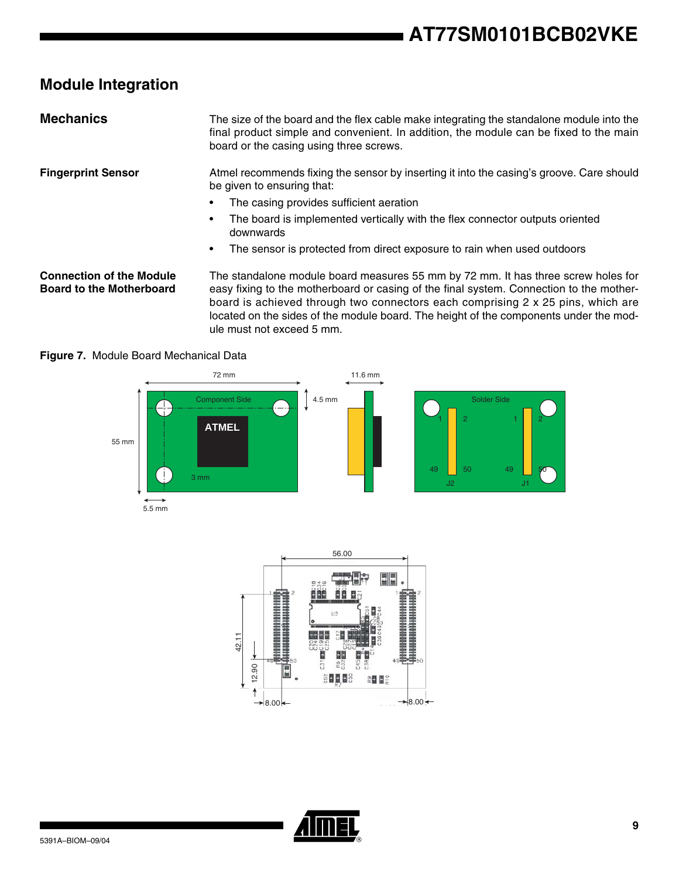## Module Integration

### Mechanics

The size of the board and the flex cable make integrating the standalone module into the final product simple and convenient. In addition, the module can be fixed to the main board or the casing using three screws.

#### Fingerprint Sensor

Atmel recommends fixing the sensor by inserting it into the casing's groove. Care should be given to ensuring that:

- The casing provides sufficient aeration
- The board is implemented vertically with the flex connector outputs oriented downwards
- The sensor is protected from direct exposure to rain when used outdoors

#### Connection of the Module Board to the Motherboard

The standalone module board measures 55 mm by 72 mm. It has three screw holes for easy fixing to the motherboard or casing of the final system. Connection to the motherboard is achieved through two connectors each comprising 2 x 25 pins, which are located on the sides of the module board. The height of the components under the module must not exceed 5 mm.

**Figure 7.** Module Board Mechanical Data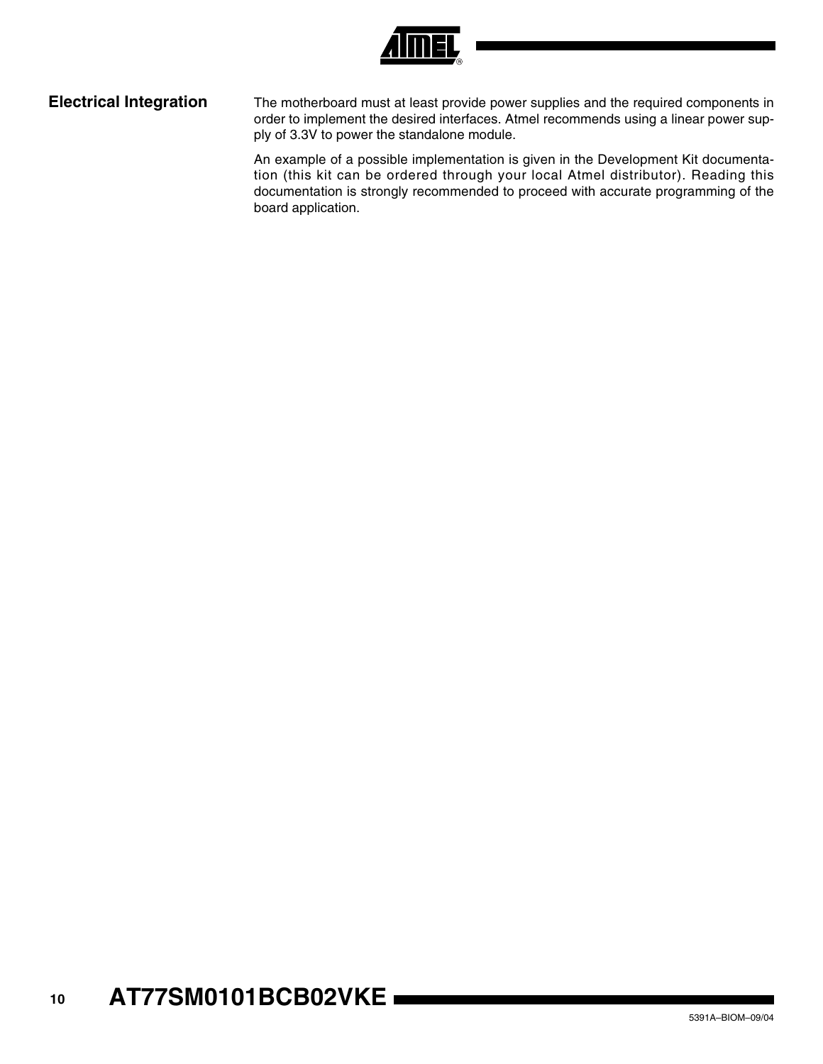## Electrical Integration

The motherboard must at least provide power supplies and the required components in order to implement the desired interfaces. Atmel recommends using a linear power supply of 3.3V to power the standalone module.

An example of a possible implementation is given in the Development Kit documentation (this kit can be ordered through your local Atmel distributor). Reading this documentation is strongly recommended to proceed with accurate programming of the board application.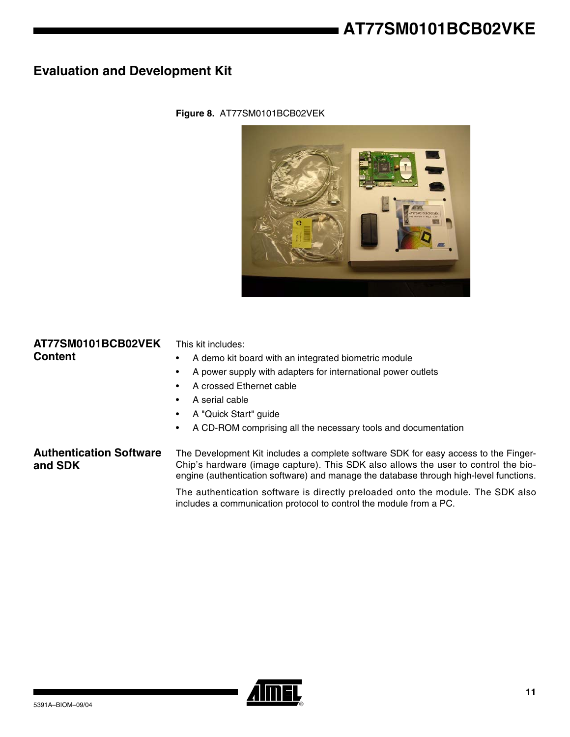## Evaluation and Development Kit

**Figure 8.** AT77SM0101BCB02VEK

### AT77SM0101BCB02VEK Content

This kit includes:

- A demo kit board with an integrated biometric module
- A power supply with adapters for international power outlets
- A crossed Ethernet cable
- A serial cable
- A "Quick Start" guide
- A CD-ROM comprising all the necessary tools and documentation

### Authentication Software and SDK

The Development Kit includes a complete software SDK for easy access to the FingerChip's hardware (image capture). This SDK also allows the user to control the bio-engine (authentication software) and manage the database through high-level functions.

The authentication software is directly preloaded onto the module. The SDK also includes a communication protocol to control the module from a PC.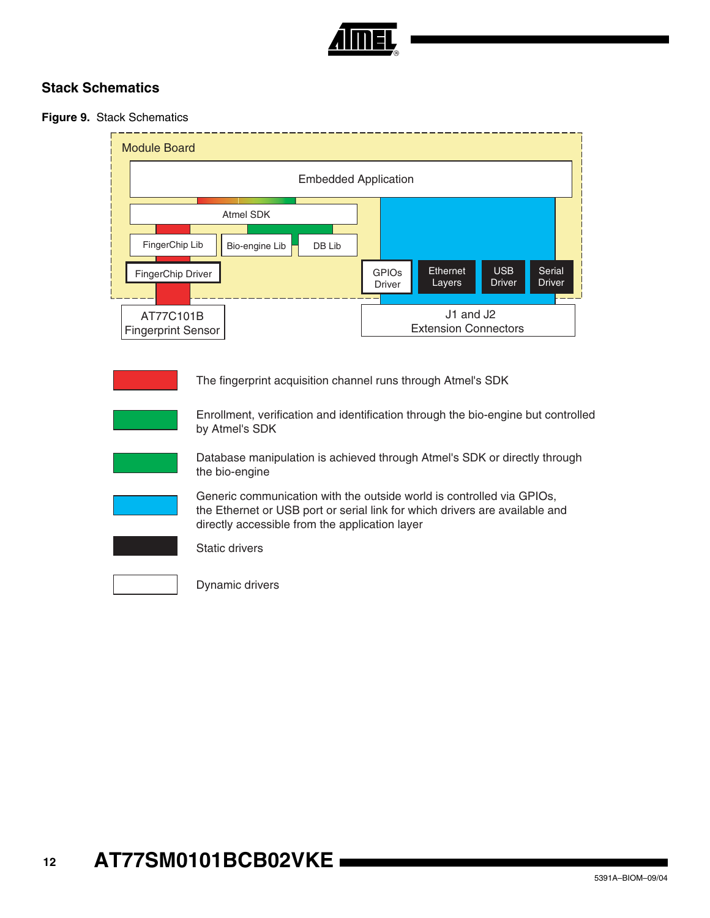## Stack Schematics

**Figure 9.** Stack Schematics

Module Board

Embedded Application

Atmel SDK

FingerChip Lib

Bio-engine Lib

DB Lib

FingerChip Driver

GPIOs Driver

Ethernet Layers

USB Driver

Serial Driver

AT77C101B Fingerprint Sensor

J1 and J2 Extension Connectors

The fingerprint acquisition channel runs through Atmel's SDK

Enrollment, verification and identification through the bio-engine but controlled by Atmel's SDK

Database manipulation is achieved through Atmel's SDK or directly through the bio-engine

Generic communication with the outside world is controlled via GPIOs, the Ethernet or USB port or serial link for which drivers are available and directly accessible from the application layer

Static drivers

Dynamic drivers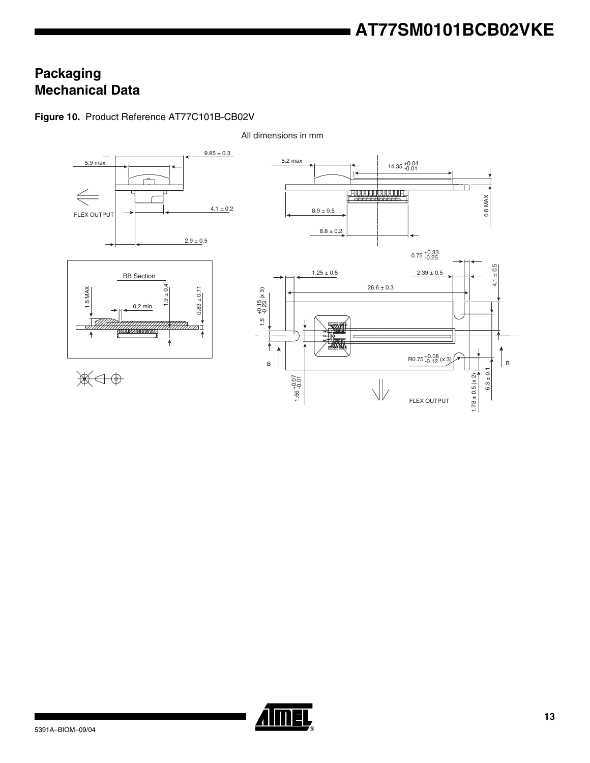# Packaging Mechanical Data

**Figure 10.** Product Reference AT77C101B-CB02V

All dimensions in mm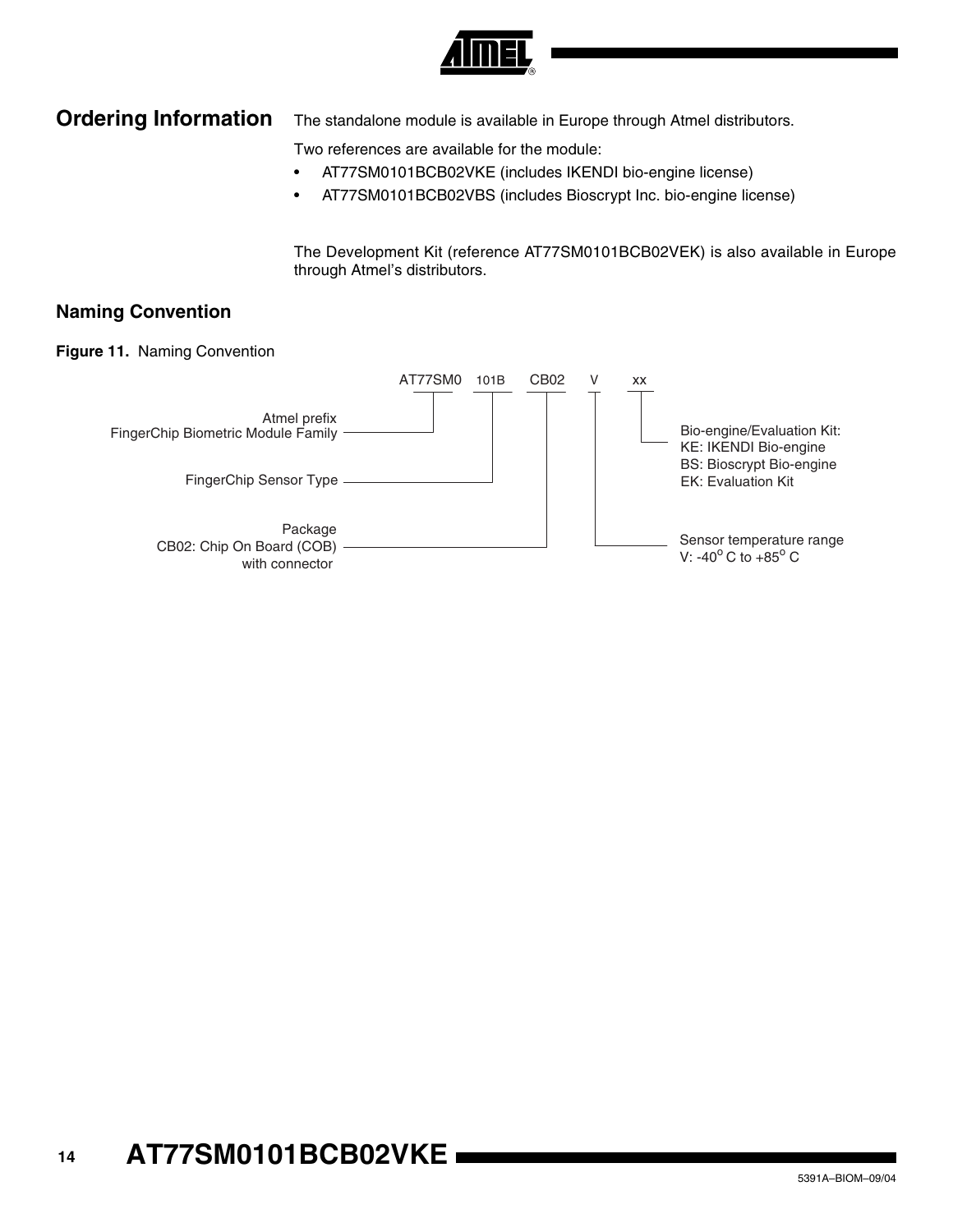## Ordering Information

The standalone module is available in Europe through Atmel distributors.

Two references are available for the module:

- AT77SM0101BCB02VKE (includes IKENDI bio-engine license)
- AT77SM0101BCB02VBS (includes Bioscrypt Inc. bio-engine license)

The Development Kit (reference AT77SM0101BCB02VEK) is also available in Europe through Atmel's distributors.

### Naming Convention

**Figure 11.** Naming Convention

AT77SM0 101B CB02 V xx

- AT77SM0: Atmel prefix, FingerChip Biometric Module Family
- 101B: FingerChip Sensor Type
- CB02: Package — CB02: Chip On Board (COB) with connector
- V: Sensor temperature range — V: -40° C to +85° C
- xx: Bio-engine/Evaluation Kit:
  - KE: IKENDI Bio-engine
  - BS: Bioscrypt Bio-engine
  - EK: Evaluation Kit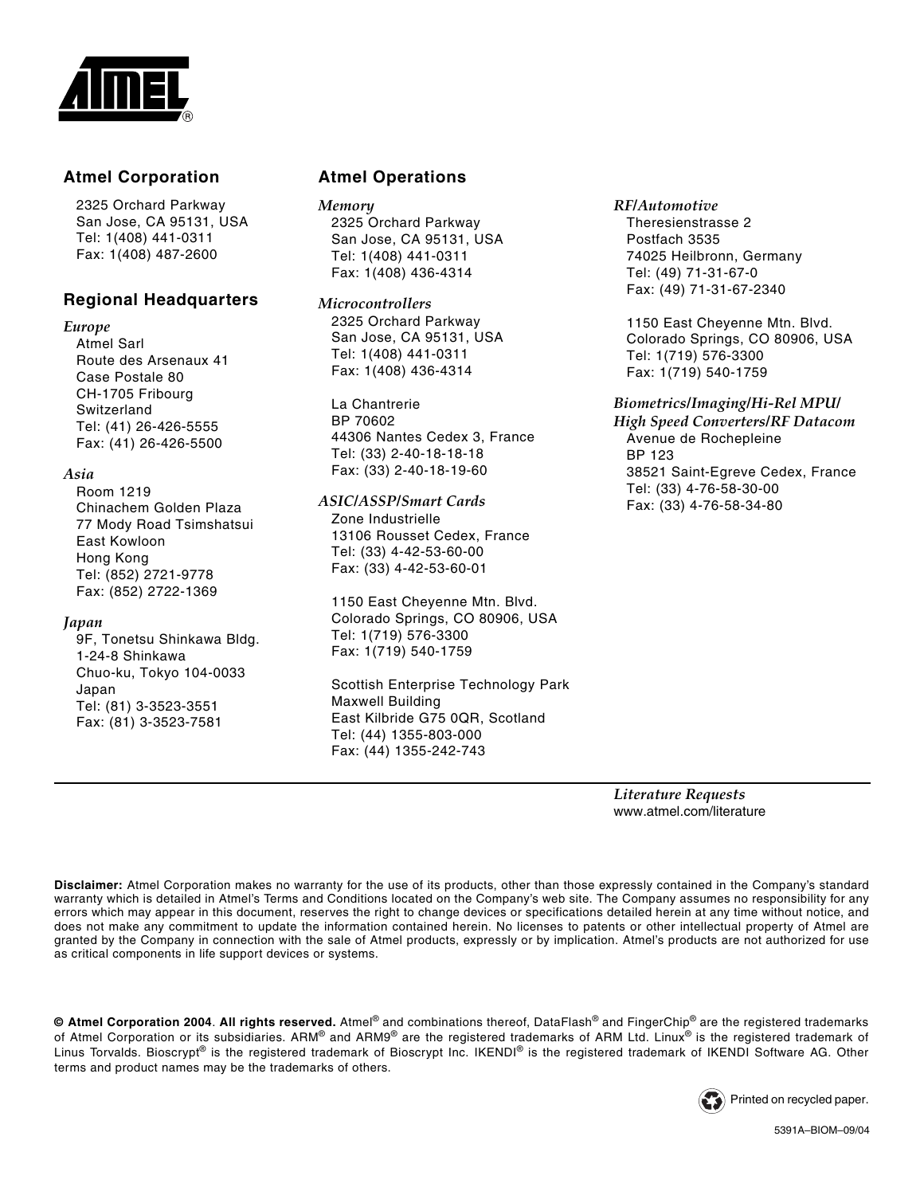## Atmel Corporation

2325 Orchard Parkway
San Jose, CA 95131, USA
Tel: 1(408) 441-0311
Fax: 1(408) 487-2600

## Regional Headquarters

*Europe*

Atmel Sarl
Route des Arsenaux 41
Case Postale 80
CH-1705 Fribourg
Switzerland
Tel: (41) 26-426-5555
Fax: (41) 26-426-5500

*Asia*

Room 1219
Chinachem Golden Plaza
77 Mody Road Tsimshatsui
East Kowloon
Hong Kong
Tel: (852) 2721-9778
Fax: (852) 2722-1369

*Japan*

9F, Tonetsu Shinkawa Bldg.
1-24-8 Shinkawa
Chuo-ku, Tokyo 104-0033
Japan
Tel: (81) 3-3523-3551
Fax: (81) 3-3523-7581

## Atmel Operations

*Memory*

2325 Orchard Parkway
San Jose, CA 95131, USA
Tel: 1(408) 441-0311
Fax: 1(408) 436-4314

*Microcontrollers*

2325 Orchard Parkway
San Jose, CA 95131, USA
Tel: 1(408) 441-0311
Fax: 1(408) 436-4314

La Chantrerie
BP 70602
44306 Nantes Cedex 3, France
Tel: (33) 2-40-18-18-18
Fax: (33) 2-40-18-19-60

*ASIC/ASSP/Smart Cards*

Zone Industrielle
13106 Rousset Cedex, France
Tel: (33) 4-42-53-60-00
Fax: (33) 4-42-53-60-01

1150 East Cheyenne Mtn. Blvd.
Colorado Springs, CO 80906, USA
Tel: 1(719) 576-3300
Fax: 1(719) 540-1759

Scottish Enterprise Technology Park
Maxwell Building
East Kilbride G75 0QR, Scotland
Tel: (44) 1355-803-000
Fax: (44) 1355-242-743

*RF/Automotive*

Theresienstrasse 2
Postfach 3535
74025 Heilbronn, Germany
Tel: (49) 71-31-67-0
Fax: (49) 71-31-67-2340

1150 East Cheyenne Mtn. Blvd.
Colorado Springs, CO 80906, USA
Tel: 1(719) 576-3300
Fax: 1(719) 540-1759

*Biometrics/Imaging/Hi-Rel MPU/ High Speed Converters/RF Datacom*

Avenue de Rochepleine
BP 123
38521 Saint-Egreve Cedex, France
Tel: (33) 4-76-58-30-00
Fax: (33) 4-76-58-34-80

*Literature Requests*

www.atmel.com/literature

**Disclaimer:** Atmel Corporation makes no warranty for the use of its products, other than those expressly contained in the Company's standard warranty which is detailed in Atmel's Terms and Conditions located on the Company's web site. The Company assumes no responsibility for any errors which may appear in this document, reserves the right to change devices or specifications detailed herein at any time without notice, and does not make any commitment to update the information contained herein. No licenses to patents or other intellectual property of Atmel are granted by the Company in connection with the sale of Atmel products, expressly or by implication. Atmel's products are not authorized for use as critical components in life support devices or systems.

**© Atmel Corporation 2004**. **All rights reserved.** Atmel® and combinations thereof, DataFlash® and FingerChip® are the registered trademarks of Atmel Corporation or its subsidiaries. ARM® and ARM9® are the registered trademarks of ARM Ltd. Linux® is the registered trademark of Linus Torvalds. Bioscrypt® is the registered trademark of Bioscrypt Inc. IKENDI® is the registered trademark of IKENDI Software AG. Other terms and product names may be the trademarks of others.

Printed on recycled paper.

5391A–BIOM–09/04